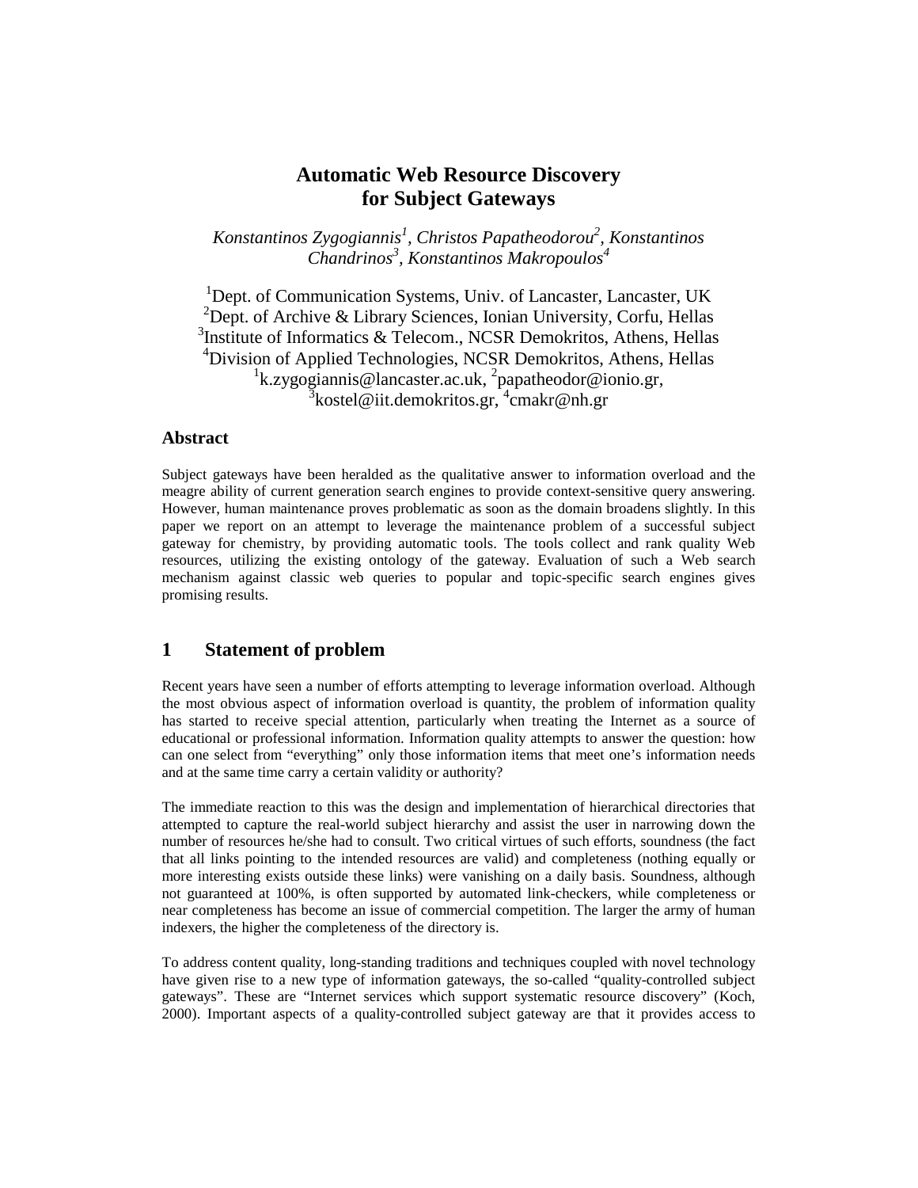# Automatic Web Resource Discovery for Subject Gateways

*Konstantinos Zygogiannis[1], Christos Papatheodorou[2], Konstantinos Chandrinos[3], Konstantinos Makropoulos[4]*

[1]Dept. of Communication Systems, Univ. of Lancaster, Lancaster, UK
[2]Dept. of Archive & Library Sciences, Ionian University, Corfu, Hellas
[3]Institute of Informatics & Telecom., NCSR Demokritos, Athens, Hellas
[4]Division of Applied Technologies, NCSR Demokritos, Athens, Hellas
[1]k.zygogiannis@lancaster.ac.uk, [2]papatheodor@ionio.gr,
[3]kostel@iit.demokritos.gr, [4]cmakr@nh.gr

## Abstract

Subject gateways have been heralded as the qualitative answer to information overload and the meagre ability of current generation search engines to provide context-sensitive query answering. However, human maintenance proves problematic as soon as the domain broadens slightly. In this paper we report on an attempt to leverage the maintenance problem of a successful subject gateway for chemistry, by providing automatic tools. The tools collect and rank quality Web resources, utilizing the existing ontology of the gateway. Evaluation of such a Web search mechanism against classic web queries to popular and topic-specific search engines gives promising results.

## 1 Statement of problem

Recent years have seen a number of efforts attempting to leverage information overload. Although the most obvious aspect of information overload is quantity, the problem of information quality has started to receive special attention, particularly when treating the Internet as a source of educational or professional information. Information quality attempts to answer the question: how can one select from "everything" only those information items that meet one's information needs and at the same time carry a certain validity or authority?

The immediate reaction to this was the design and implementation of hierarchical directories that attempted to capture the real-world subject hierarchy and assist the user in narrowing down the number of resources he/she had to consult. Two critical virtues of such efforts, soundness (the fact that all links pointing to the intended resources are valid) and completeness (nothing equally or more interesting exists outside these links) were vanishing on a daily basis. Soundness, although not guaranteed at 100%, is often supported by automated link-checkers, while completeness or near completeness has become an issue of commercial competition. The larger the army of human indexers, the higher the completeness of the directory is.

To address content quality, long-standing traditions and techniques coupled with novel technology have given rise to a new type of information gateways, the so-called "quality-controlled subject gateways". These are "Internet services which support systematic resource discovery" (Koch, 2000). Important aspects of a quality-controlled subject gateway are that it provides access to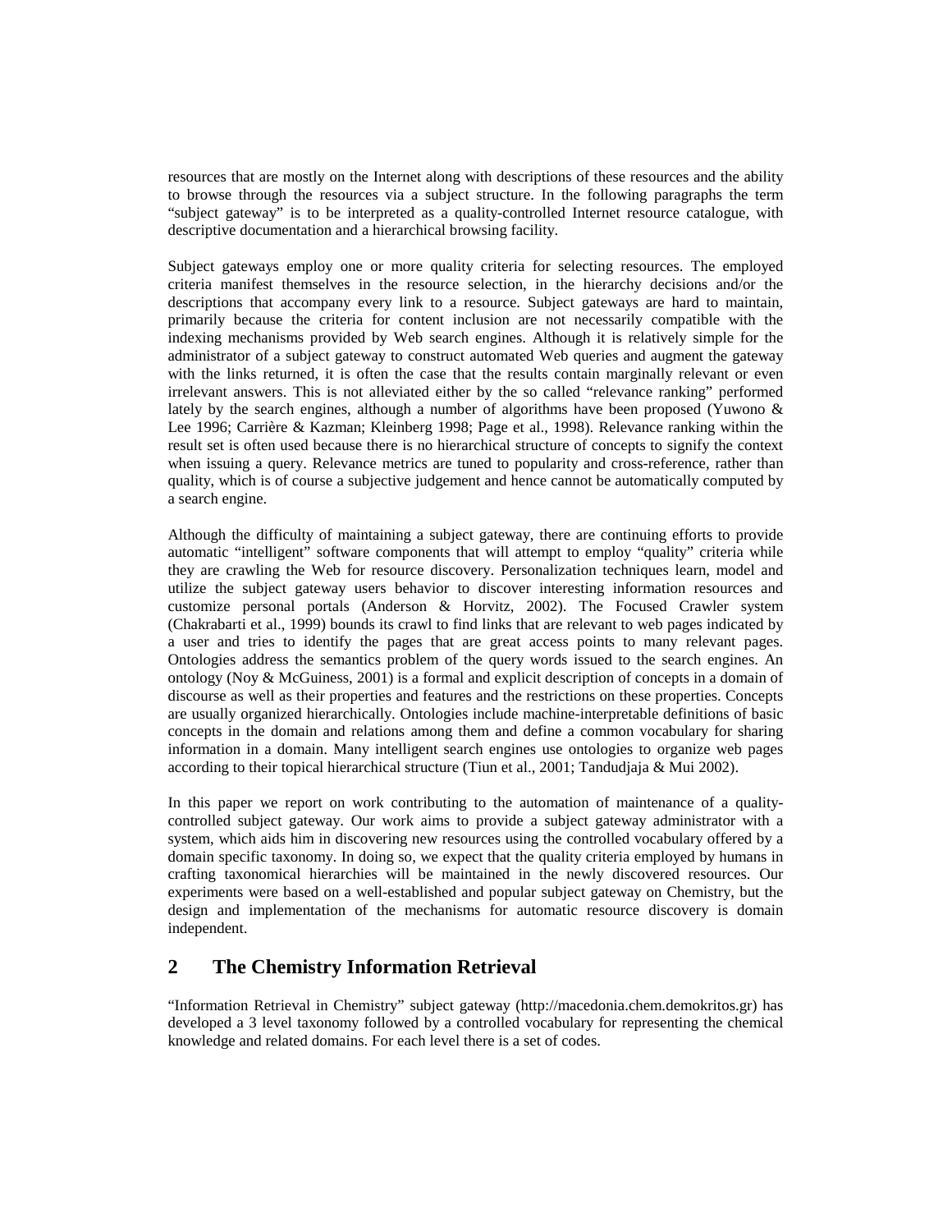resources that are mostly on the Internet along with descriptions of these resources and the ability to browse through the resources via a subject structure. In the following paragraphs the term "subject gateway" is to be interpreted as a quality-controlled Internet resource catalogue, with descriptive documentation and a hierarchical browsing facility.

Subject gateways employ one or more quality criteria for selecting resources. The employed criteria manifest themselves in the resource selection, in the hierarchy decisions and/or the descriptions that accompany every link to a resource. Subject gateways are hard to maintain, primarily because the criteria for content inclusion are not necessarily compatible with the indexing mechanisms provided by Web search engines. Although it is relatively simple for the administrator of a subject gateway to construct automated Web queries and augment the gateway with the links returned, it is often the case that the results contain marginally relevant or even irrelevant answers. This is not alleviated either by the so called "relevance ranking" performed lately by the search engines, although a number of algorithms have been proposed (Yuwono & Lee 1996; Carrière & Kazman; Kleinberg 1998; Page et al., 1998). Relevance ranking within the result set is often used because there is no hierarchical structure of concepts to signify the context when issuing a query. Relevance metrics are tuned to popularity and cross-reference, rather than quality, which is of course a subjective judgement and hence cannot be automatically computed by a search engine.

Although the difficulty of maintaining a subject gateway, there are continuing efforts to provide automatic "intelligent" software components that will attempt to employ "quality" criteria while they are crawling the Web for resource discovery. Personalization techniques learn, model and utilize the subject gateway users behavior to discover interesting information resources and customize personal portals (Anderson & Horvitz, 2002). The Focused Crawler system (Chakrabarti et al., 1999) bounds its crawl to find links that are relevant to web pages indicated by a user and tries to identify the pages that are great access points to many relevant pages. Ontologies address the semantics problem of the query words issued to the search engines. An ontology (Noy & McGuiness, 2001) is a formal and explicit description of concepts in a domain of discourse as well as their properties and features and the restrictions on these properties. Concepts are usually organized hierarchically. Ontologies include machine-interpretable definitions of basic concepts in the domain and relations among them and define a common vocabulary for sharing information in a domain. Many intelligent search engines use ontologies to organize web pages according to their topical hierarchical structure (Tiun et al., 2001; Tandudjaja & Mui 2002).

In this paper we report on work contributing to the automation of maintenance of a quality-controlled subject gateway. Our work aims to provide a subject gateway administrator with a system, which aids him in discovering new resources using the controlled vocabulary offered by a domain specific taxonomy. In doing so, we expect that the quality criteria employed by humans in crafting taxonomical hierarchies will be maintained in the newly discovered resources. Our experiments were based on a well-established and popular subject gateway on Chemistry, but the design and implementation of the mechanisms for automatic resource discovery is domain independent.

## 2 The Chemistry Information Retrieval

"Information Retrieval in Chemistry" subject gateway (http://macedonia.chem.demokritos.gr) has developed a 3 level taxonomy followed by a controlled vocabulary for representing the chemical knowledge and related domains. For each level there is a set of codes.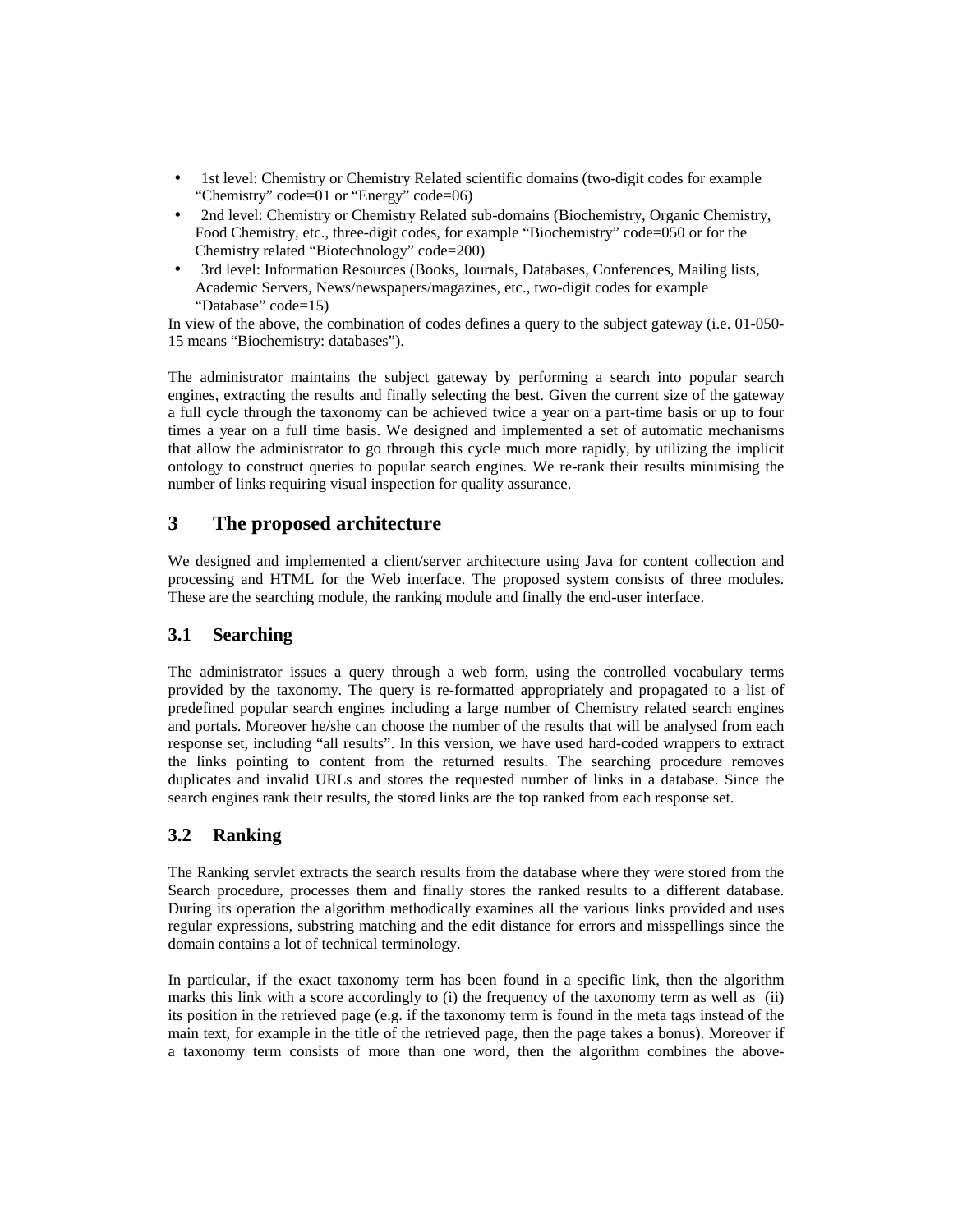- 1st level: Chemistry or Chemistry Related scientific domains (two-digit codes for example "Chemistry" code=01 or "Energy" code=06)
- 2nd level: Chemistry or Chemistry Related sub-domains (Biochemistry, Organic Chemistry, Food Chemistry, etc., three-digit codes, for example "Biochemistry" code=050 or for the Chemistry related "Biotechnology" code=200)
- 3rd level: Information Resources (Books, Journals, Databases, Conferences, Mailing lists, Academic Servers, News/newspapers/magazines, etc., two-digit codes for example "Database" code=15)

In view of the above, the combination of codes defines a query to the subject gateway (i.e. 01-050-15 means "Biochemistry: databases").

The administrator maintains the subject gateway by performing a search into popular search engines, extracting the results and finally selecting the best. Given the current size of the gateway a full cycle through the taxonomy can be achieved twice a year on a part-time basis or up to four times a year on a full time basis. We designed and implemented a set of automatic mechanisms that allow the administrator to go through this cycle much more rapidly, by utilizing the implicit ontology to construct queries to popular search engines. We re-rank their results minimising the number of links requiring visual inspection for quality assurance.

# 3 The proposed architecture

We designed and implemented a client/server architecture using Java for content collection and processing and HTML for the Web interface. The proposed system consists of three modules. These are the searching module, the ranking module and finally the end-user interface.

## 3.1 Searching

The administrator issues a query through a web form, using the controlled vocabulary terms provided by the taxonomy. The query is re-formatted appropriately and propagated to a list of predefined popular search engines including a large number of Chemistry related search engines and portals. Moreover he/she can choose the number of the results that will be analysed from each response set, including "all results". In this version, we have used hard-coded wrappers to extract the links pointing to content from the returned results. The searching procedure removes duplicates and invalid URLs and stores the requested number of links in a database. Since the search engines rank their results, the stored links are the top ranked from each response set.

## 3.2 Ranking

The Ranking servlet extracts the search results from the database where they were stored from the Search procedure, processes them and finally stores the ranked results to a different database. During its operation the algorithm methodically examines all the various links provided and uses regular expressions, substring matching and the edit distance for errors and misspellings since the domain contains a lot of technical terminology.

In particular, if the exact taxonomy term has been found in a specific link, then the algorithm marks this link with a score accordingly to (i) the frequency of the taxonomy term as well as (ii) its position in the retrieved page (e.g. if the taxonomy term is found in the meta tags instead of the main text, for example in the title of the retrieved page, then the page takes a bonus). Moreover if a taxonomy term consists of more than one word, then the algorithm combines the above-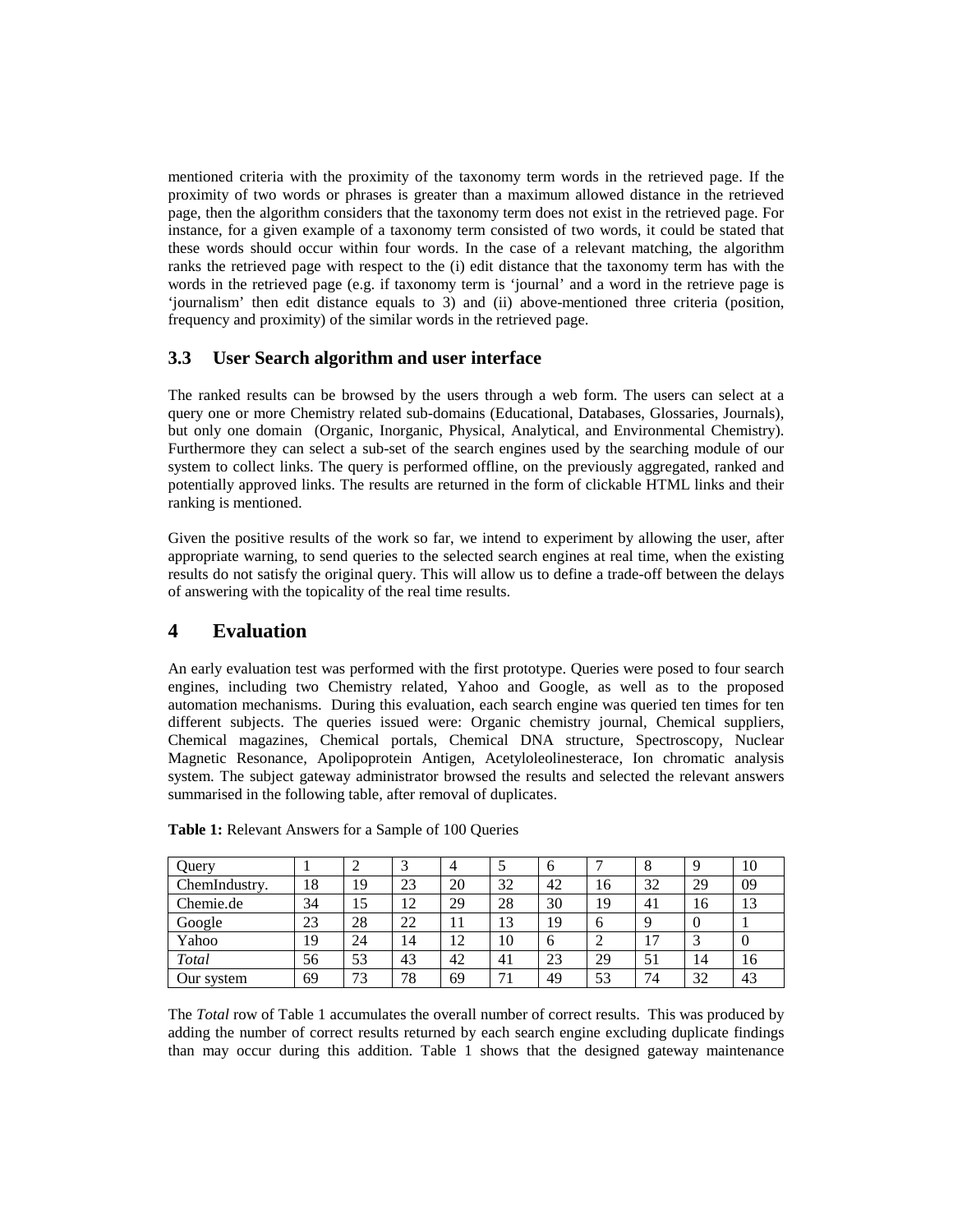mentioned criteria with the proximity of the taxonomy term words in the retrieved page. If the proximity of two words or phrases is greater than a maximum allowed distance in the retrieved page, then the algorithm considers that the taxonomy term does not exist in the retrieved page. For instance, for a given example of a taxonomy term consisted of two words, it could be stated that these words should occur within four words. In the case of a relevant matching, the algorithm ranks the retrieved page with respect to the (i) edit distance that the taxonomy term has with the words in the retrieved page (e.g. if taxonomy term is 'journal' and a word in the retrieve page is 'journalism' then edit distance equals to 3) and (ii) above-mentioned three criteria (position, frequency and proximity) of the similar words in the retrieved page.

### 3.3 User Search algorithm and user interface

The ranked results can be browsed by the users through a web form. The users can select at a query one or more Chemistry related sub-domains (Educational, Databases, Glossaries, Journals), but only one domain (Organic, Inorganic, Physical, Analytical, and Environmental Chemistry). Furthermore they can select a sub-set of the search engines used by the searching module of our system to collect links. The query is performed offline, on the previously aggregated, ranked and potentially approved links. The results are returned in the form of clickable HTML links and their ranking is mentioned.

Given the positive results of the work so far, we intend to experiment by allowing the user, after appropriate warning, to send queries to the selected search engines at real time, when the existing results do not satisfy the original query. This will allow us to define a trade-off between the delays of answering with the topicality of the real time results.

## 4 Evaluation

An early evaluation test was performed with the first prototype. Queries were posed to four search engines, including two Chemistry related, Yahoo and Google, as well as to the proposed automation mechanisms. During this evaluation, each search engine was queried ten times for ten different subjects. The queries issued were: Organic chemistry journal, Chemical suppliers, Chemical magazines, Chemical portals, Chemical DNA structure, Spectroscopy, Nuclear Magnetic Resonance, Apolipoprotein Antigen, Acetyloleolinesterace, Ion chromatic analysis system. The subject gateway administrator browsed the results and selected the relevant answers summarised in the following table, after removal of duplicates.

**Table 1:** Relevant Answers for a Sample of 100 Queries

| Query | 1 | 2 | 3 | 4 | 5 | 6 | 7 | 8 | 9 | 10 |
|---|---|---|---|---|---|---|---|---|---|---|
| ChemIndustry. | 18 | 19 | 23 | 20 | 32 | 42 | 16 | 32 | 29 | 09 |
| Chemie.de | 34 | 15 | 12 | 29 | 28 | 30 | 19 | 41 | 16 | 13 |
| Google | 23 | 28 | 22 | 11 | 13 | 19 | 6 | 9 | 0 | 1 |
| Yahoo | 19 | 24 | 14 | 12 | 10 | 6 | 2 | 17 | 3 | 0 |
| *Total* | 56 | 53 | 43 | 42 | 41 | 23 | 29 | 51 | 14 | 16 |
| Our system | 69 | 73 | 78 | 69 | 71 | 49 | 53 | 74 | 32 | 43 |

The *Total* row of Table 1 accumulates the overall number of correct results. This was produced by adding the number of correct results returned by each search engine excluding duplicate findings than may occur during this addition. Table 1 shows that the designed gateway maintenance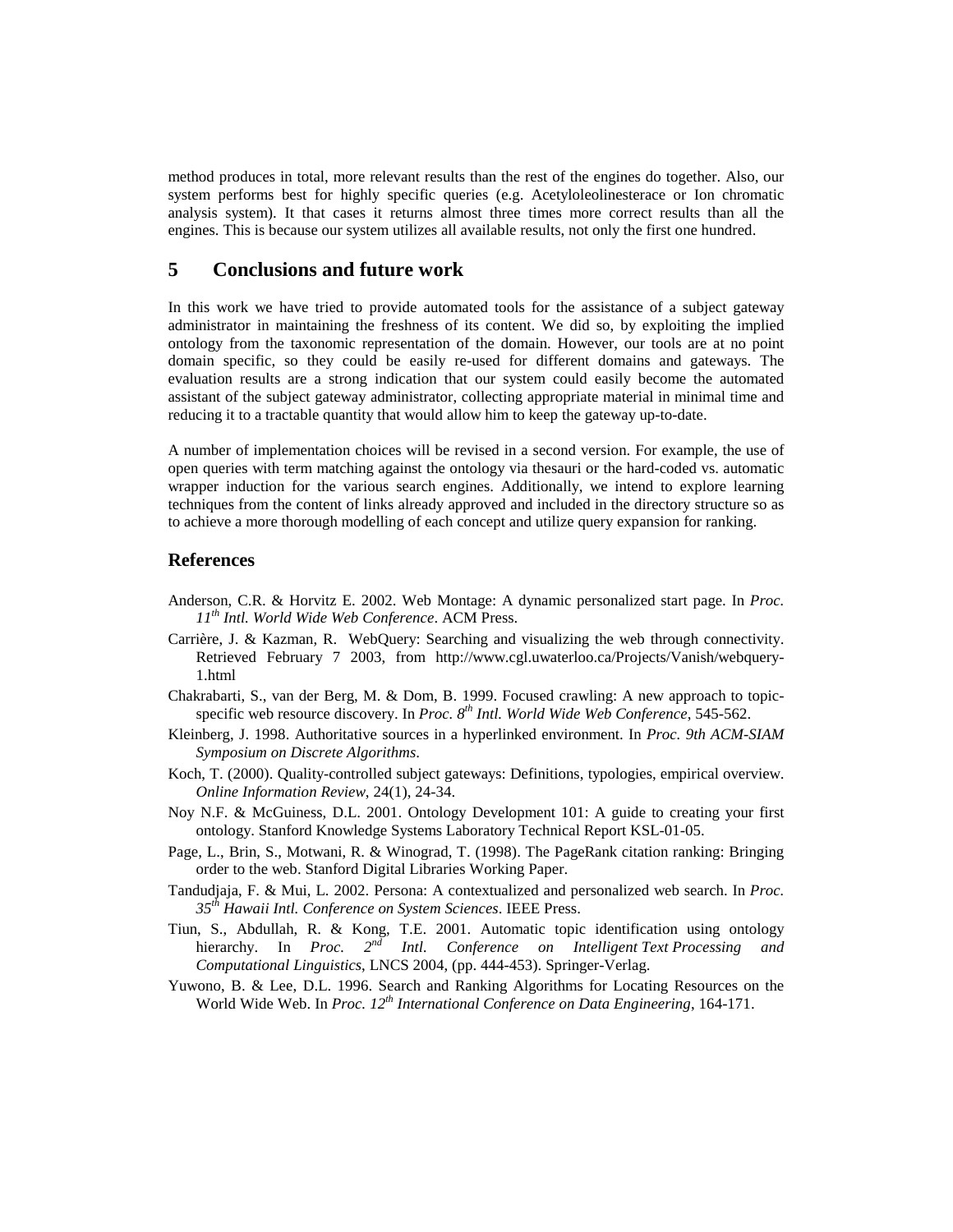method produces in total, more relevant results than the rest of the engines do together. Also, our system performs best for highly specific queries (e.g. Acetyloleolinesterace or Ion chromatic analysis system). It that cases it returns almost three times more correct results than all the engines. This is because our system utilizes all available results, not only the first one hundred.

## 5 Conclusions and future work

In this work we have tried to provide automated tools for the assistance of a subject gateway administrator in maintaining the freshness of its content. We did so, by exploiting the implied ontology from the taxonomic representation of the domain. However, our tools are at no point domain specific, so they could be easily re-used for different domains and gateways. The evaluation results are a strong indication that our system could easily become the automated assistant of the subject gateway administrator, collecting appropriate material in minimal time and reducing it to a tractable quantity that would allow him to keep the gateway up-to-date.

A number of implementation choices will be revised in a second version. For example, the use of open queries with term matching against the ontology via thesauri or the hard-coded vs. automatic wrapper induction for the various search engines. Additionally, we intend to explore learning techniques from the content of links already approved and included in the directory structure so as to achieve a more thorough modelling of each concept and utilize query expansion for ranking.

### References

Anderson, C.R. & Horvitz E. 2002. Web Montage: A dynamic personalized start page. In *Proc. 11th Intl. World Wide Web Conference*. ACM Press.

Carrière, J. & Kazman, R. WebQuery: Searching and visualizing the web through connectivity. Retrieved February 7 2003, from http://www.cgl.uwaterloo.ca/Projects/Vanish/webquery-1.html

Chakrabarti, S., van der Berg, M. & Dom, B. 1999. Focused crawling: A new approach to topic-specific web resource discovery. In *Proc. 8th Intl. World Wide Web Conference*, 545-562.

Kleinberg, J. 1998. Authoritative sources in a hyperlinked environment. In *Proc. 9th ACM-SIAM Symposium on Discrete Algorithms*.

Koch, T. (2000). Quality-controlled subject gateways: Definitions, typologies, empirical overview. *Online Information Review*, 24(1), 24-34.

Noy N.F. & McGuiness, D.L. 2001. Ontology Development 101: A guide to creating your first ontology. Stanford Knowledge Systems Laboratory Technical Report KSL-01-05.

Page, L., Brin, S., Motwani, R. & Winograd, T. (1998). The PageRank citation ranking: Bringing order to the web. Stanford Digital Libraries Working Paper.

Tandudjaja, F. & Mui, L. 2002. Persona: A contextualized and personalized web search. In *Proc. 35th Hawaii Intl. Conference on System Sciences*. IEEE Press.

Tiun, S., Abdullah, R. & Kong, T.E. 2001. Automatic topic identification using ontology hierarchy. In *Proc. 2nd Intl. Conference on Intelligent Text Processing and Computational Linguistics*, LNCS 2004, (pp. 444-453). Springer-Verlag.

Yuwono, B. & Lee, D.L. 1996. Search and Ranking Algorithms for Locating Resources on the World Wide Web. In *Proc. 12th International Conference on Data Engineering*, 164-171.